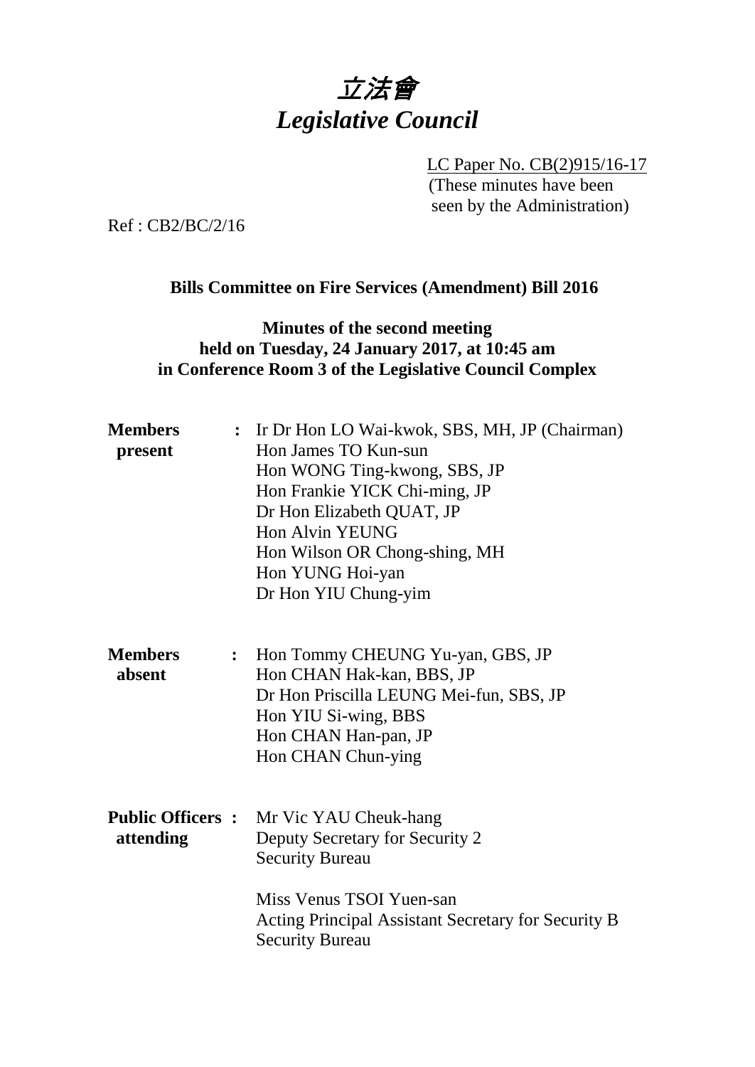# 立法會
# *Legislative Council*

LC Paper No. CB(2)915/16-17
(These minutes have been seen by the Administration)

Ref : CB2/BC/2/16

**Bills Committee on Fire Services (Amendment) Bill 2016**

**Minutes of the second meeting held on Tuesday, 24 January 2017, at 10:45 am in Conference Room 3 of the Legislative Council Complex**

| | | |
|---|---|---|
| **Members present** | **:** | Ir Dr Hon LO Wai-kwok, SBS, MH, JP (Chairman)<br>Hon James TO Kun-sun<br>Hon WONG Ting-kwong, SBS, JP<br>Hon Frankie YICK Chi-ming, JP<br>Dr Hon Elizabeth QUAT, JP<br>Hon Alvin YEUNG<br>Hon Wilson OR Chong-shing, MH<br>Hon YUNG Hoi-yan<br>Dr Hon YIU Chung-yim |
| **Members absent** | **:** | Hon Tommy CHEUNG Yu-yan, GBS, JP<br>Hon CHAN Hak-kan, BBS, JP<br>Dr Hon Priscilla LEUNG Mei-fun, SBS, JP<br>Hon YIU Si-wing, BBS<br>Hon CHAN Han-pan, JP<br>Hon CHAN Chun-ying |
| **Public Officers attending** | **:** | Mr Vic YAU Cheuk-hang<br>Deputy Secretary for Security 2<br>Security Bureau<br><br>Miss Venus TSOI Yuen-san<br>Acting Principal Assistant Secretary for Security B<br>Security Bureau |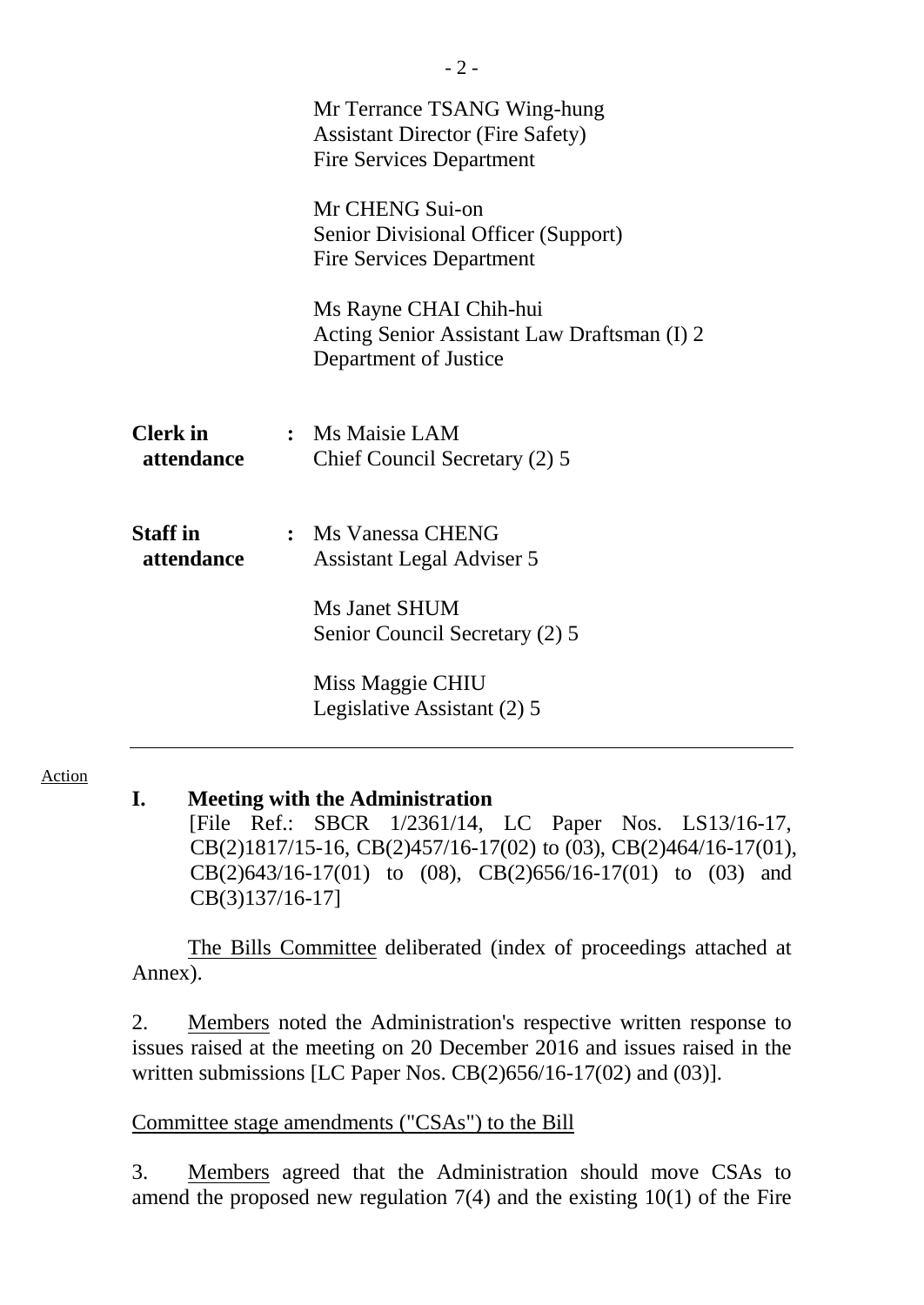Mr Terrance TSANG Wing-hung
Assistant Director (Fire Safety)
Fire Services Department

Mr CHENG Sui-on
Senior Divisional Officer (Support)
Fire Services Department

Ms Rayne CHAI Chih-hui
Acting Senior Assistant Law Draftsman (I) 2
Department of Justice

**Clerk in attendance** : Ms Maisie LAM
Chief Council Secretary (2) 5

**Staff in attendance** : Ms Vanessa CHENG
Assistant Legal Adviser 5

Ms Janet SHUM
Senior Council Secretary (2) 5

Miss Maggie CHIU
Legislative Assistant (2) 5

---

Action

**I. Meeting with the Administration**
[File Ref.: SBCR 1/2361/14, LC Paper Nos. LS13/16-17, CB(2)1817/15-16, CB(2)457/16-17(02) to (03), CB(2)464/16-17(01), CB(2)643/16-17(01) to (08), CB(2)656/16-17(01) to (03) and CB(3)137/16-17]

The Bills Committee deliberated (index of proceedings attached at Annex).

2. Members noted the Administration's respective written response to issues raised at the meeting on 20 December 2016 and issues raised in the written submissions [LC Paper Nos. CB(2)656/16-17(02) and (03)].

Committee stage amendments ("CSAs") to the Bill

3. Members agreed that the Administration should move CSAs to amend the proposed new regulation 7(4) and the existing 10(1) of the Fire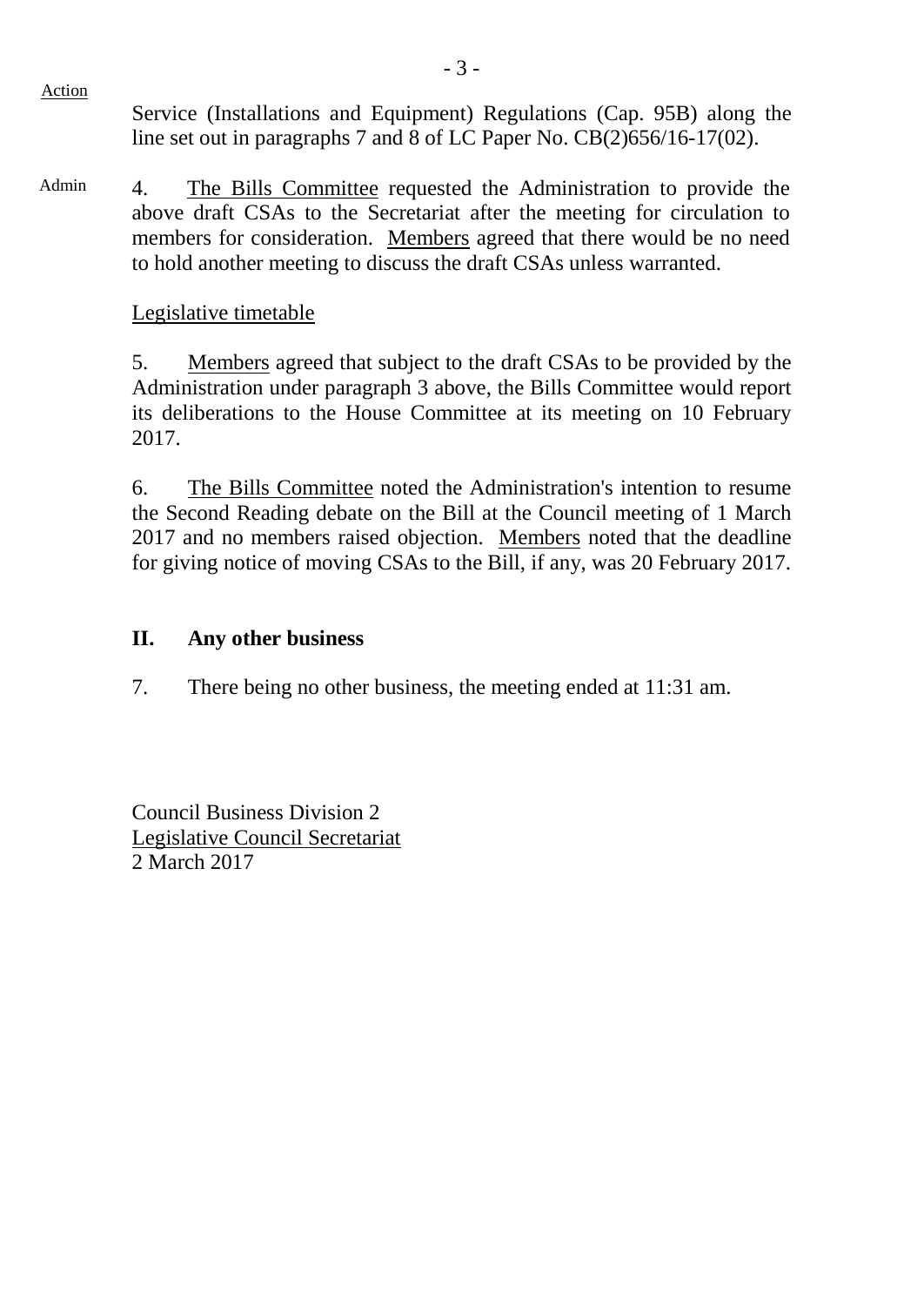Action

Service (Installations and Equipment) Regulations (Cap. 95B) along the line set out in paragraphs 7 and 8 of LC Paper No. CB(2)656/16-17(02).

Admin

4. The Bills Committee requested the Administration to provide the above draft CSAs to the Secretariat after the meeting for circulation to members for consideration. Members agreed that there would be no need to hold another meeting to discuss the draft CSAs unless warranted.

Legislative timetable

5. Members agreed that subject to the draft CSAs to be provided by the Administration under paragraph 3 above, the Bills Committee would report its deliberations to the House Committee at its meeting on 10 February 2017.

6. The Bills Committee noted the Administration's intention to resume the Second Reading debate on the Bill at the Council meeting of 1 March 2017 and no members raised objection. Members noted that the deadline for giving notice of moving CSAs to the Bill, if any, was 20 February 2017.

## II. Any other business

7. There being no other business, the meeting ended at 11:31 am.

Council Business Division 2
Legislative Council Secretariat
2 March 2017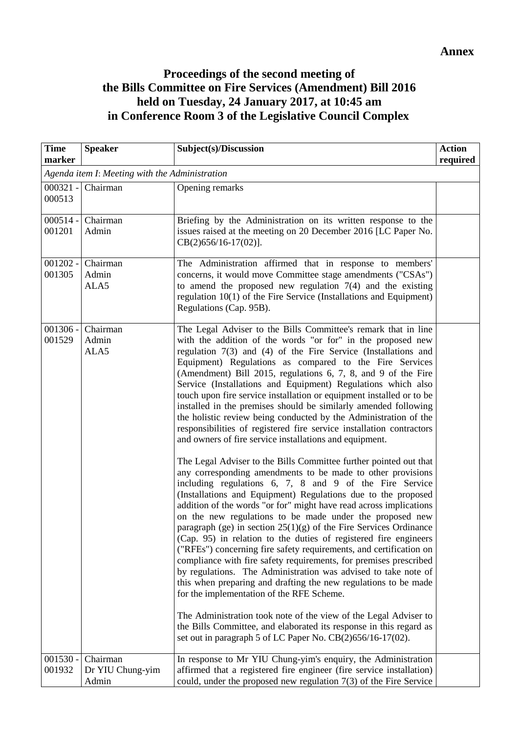**Annex**

# Proceedings of the second meeting of the Bills Committee on Fire Services (Amendment) Bill 2016 held on Tuesday, 24 January 2017, at 10:45 am in Conference Room 3 of the Legislative Council Complex

| Time marker | Speaker | Subject(s)/Discussion | Action required |
|---|---|---|---|
| *Agenda item I: Meeting with the Administration* | | | |
| 000321 - 000513 | Chairman | Opening remarks | |
| 000514 - 001201 | Chairman<br>Admin | Briefing by the Administration on its written response to the issues raised at the meeting on 20 December 2016 [LC Paper No. CB(2)656/16-17(02)]. | |
| 001202 - 001305 | Chairman<br>Admin<br>ALA5 | The Administration affirmed that in response to members' concerns, it would move Committee stage amendments ("CSAs") to amend the proposed new regulation 7(4) and the existing regulation 10(1) of the Fire Service (Installations and Equipment) Regulations (Cap. 95B). | |
| 001306 - 001529 | Chairman<br>Admin<br>ALA5 | The Legal Adviser to the Bills Committee's remark that in line with the addition of the words "or for" in the proposed new regulation 7(3) and (4) of the Fire Service (Installations and Equipment) Regulations as compared to the Fire Services (Amendment) Bill 2015, regulations 6, 7, 8, and 9 of the Fire Service (Installations and Equipment) Regulations which also touch upon fire service installation or equipment installed or to be installed in the premises should be similarly amended following the holistic review being conducted by the Administration of the responsibilities of registered fire service installation contractors and owners of fire service installations and equipment.<br><br>The Legal Adviser to the Bills Committee further pointed out that any corresponding amendments to be made to other provisions including regulations 6, 7, 8 and 9 of the Fire Service (Installations and Equipment) Regulations due to the proposed addition of the words "or for" might have read across implications on the new regulations to be made under the proposed new paragraph (ge) in section 25(1)(g) of the Fire Services Ordinance (Cap. 95) in relation to the duties of registered fire engineers ("RFEs") concerning fire safety requirements, and certification on compliance with fire safety requirements, for premises prescribed by regulations. The Administration was advised to take note of this when preparing and drafting the new regulations to be made for the implementation of the RFE Scheme.<br><br>The Administration took note of the view of the Legal Adviser to the Bills Committee, and elaborated its response in this regard as set out in paragraph 5 of LC Paper No. CB(2)656/16-17(02). | |
| 001530 - 001932 | Chairman<br>Dr YIU Chung-yim<br>Admin | In response to Mr YIU Chung-yim's enquiry, the Administration affirmed that a registered fire engineer (fire service installation) could, under the proposed new regulation 7(3) of the Fire Service | |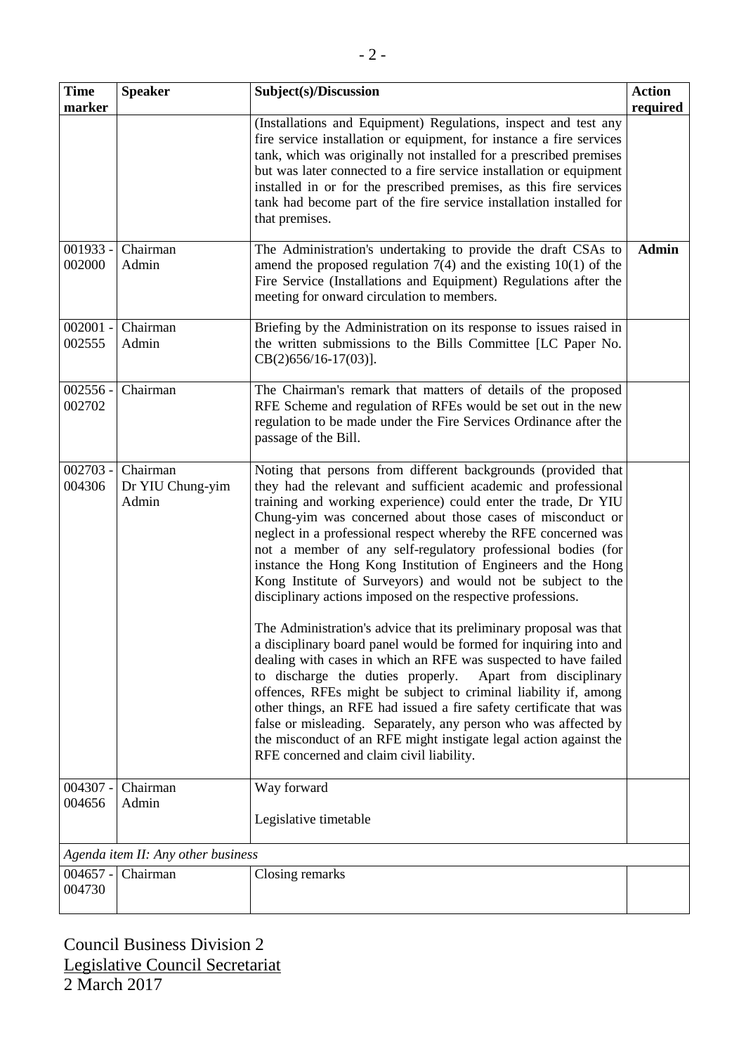| Time marker | Speaker | Subject(s)/Discussion | Action required |
|---|---|---|---|
| | | (Installations and Equipment) Regulations, inspect and test any fire service installation or equipment, for instance a fire services tank, which was originally not installed for a prescribed premises but was later connected to a fire service installation or equipment installed in or for the prescribed premises, as this fire services tank had become part of the fire service installation installed for that premises. | |
| 001933 - 002000 | Chairman<br>Admin | The Administration's undertaking to provide the draft CSAs to amend the proposed regulation 7(4) and the existing 10(1) of the Fire Service (Installations and Equipment) Regulations after the meeting for onward circulation to members. | **Admin** |
| 002001 - 002555 | Chairman<br>Admin | Briefing by the Administration on its response to issues raised in the written submissions to the Bills Committee [LC Paper No. CB(2)656/16-17(03)]. | |
| 002556 - 002702 | Chairman | The Chairman's remark that matters of details of the proposed RFE Scheme and regulation of RFEs would be set out in the new regulation to be made under the Fire Services Ordinance after the passage of the Bill. | |
| 002703 - 004306 | Chairman<br>Dr YIU Chung-yim<br>Admin | Noting that persons from different backgrounds (provided that they had the relevant and sufficient academic and professional training and working experience) could enter the trade, Dr YIU Chung-yim was concerned about those cases of misconduct or neglect in a professional respect whereby the RFE concerned was not a member of any self-regulatory professional bodies (for instance the Hong Kong Institution of Engineers and the Hong Kong Institute of Surveyors) and would not be subject to the disciplinary actions imposed on the respective professions.<br><br>The Administration's advice that its preliminary proposal was that a disciplinary board panel would be formed for inquiring into and dealing with cases in which an RFE was suspected to have failed to discharge the duties properly. Apart from disciplinary offences, RFEs might be subject to criminal liability if, among other things, an RFE had issued a fire safety certificate that was false or misleading. Separately, any person who was affected by the misconduct of an RFE might instigate legal action against the RFE concerned and claim civil liability. | |
| 004307 - 004656 | Chairman<br>Admin | Way forward<br><br>Legislative timetable | |
| *Agenda item II: Any other business* | | | |
| 004657 - 004730 | Chairman | Closing remarks | |

Council Business Division 2
Legislative Council Secretariat
2 March 2017